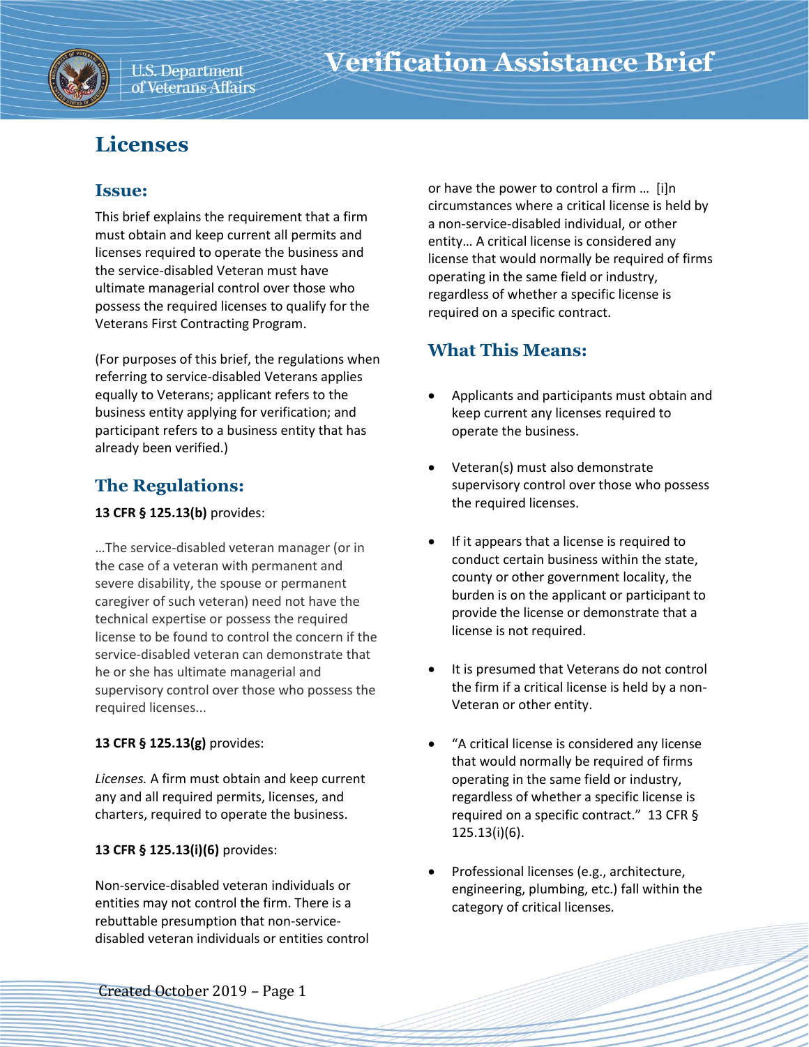# Verification Assistance Brief

## Licenses

### Issue:

This brief explains the requirement that a firm must obtain and keep current all permits and licenses required to operate the business and the service-disabled Veteran must have ultimate managerial control over those who possess the required licenses to qualify for the Veterans First Contracting Program.

(For purposes of this brief, the regulations when referring to service-disabled Veterans applies equally to Veterans; applicant refers to the business entity applying for verification; and participant refers to a business entity that has already been verified.)

### The Regulations:

**13 CFR § 125.13(b)** provides:

…The service-disabled veteran manager (or in the case of a veteran with permanent and severe disability, the spouse or permanent caregiver of such veteran) need not have the technical expertise or possess the required license to be found to control the concern if the service-disabled veteran can demonstrate that he or she has ultimate managerial and supervisory control over those who possess the required licenses...

**13 CFR § 125.13(g)** provides:

*Licenses.* A firm must obtain and keep current any and all required permits, licenses, and charters, required to operate the business.

**13 CFR § 125.13(i)(6)** provides:

Non-service-disabled veteran individuals or entities may not control the firm. There is a rebuttable presumption that non-service-disabled veteran individuals or entities control or have the power to control a firm … [i]n circumstances where a critical license is held by a non-service-disabled individual, or other entity… A critical license is considered any license that would normally be required of firms operating in the same field or industry, regardless of whether a specific license is required on a specific contract.

### What This Means:

- Applicants and participants must obtain and keep current any licenses required to operate the business.
- Veteran(s) must also demonstrate supervisory control over those who possess the required licenses.
- If it appears that a license is required to conduct certain business within the state, county or other government locality, the burden is on the applicant or participant to provide the license or demonstrate that a license is not required.
- It is presumed that Veterans do not control the firm if a critical license is held by a non-Veteran or other entity.
- "A critical license is considered any license that would normally be required of firms operating in the same field or industry, regardless of whether a specific license is required on a specific contract." 13 CFR § 125.13(i)(6).
- Professional licenses (e.g., architecture, engineering, plumbing, etc.) fall within the category of critical licenses.

Created October 2019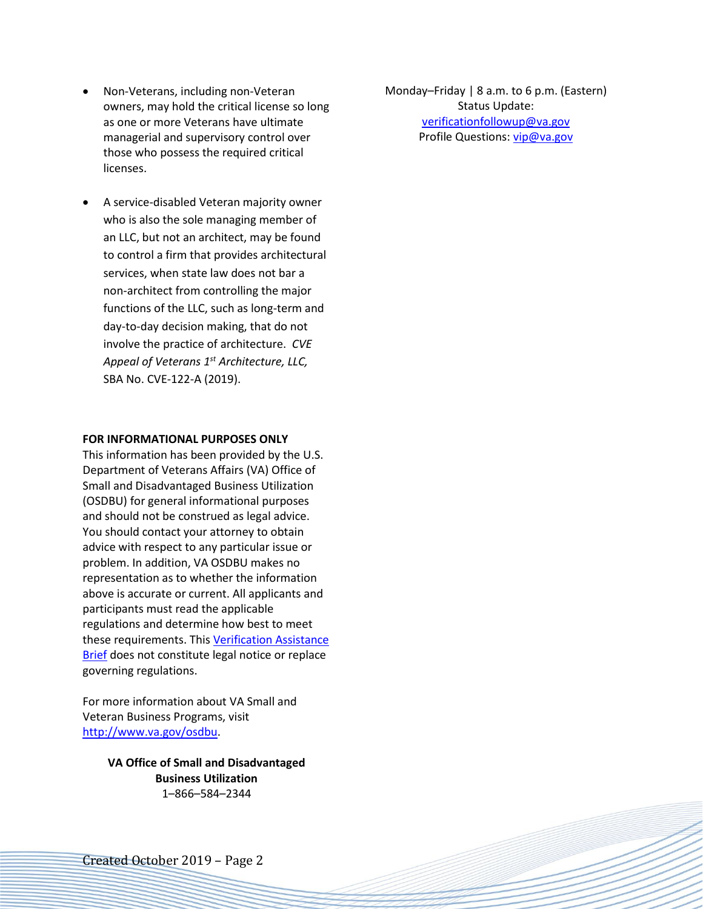- Non-Veterans, including non-Veteran owners, may hold the critical license so long as one or more Veterans have ultimate managerial and supervisory control over those who possess the required critical licenses.

- A service-disabled Veteran majority owner who is also the sole managing member of an LLC, but not an architect, may be found to control a firm that provides architectural services, when state law does not bar a non-architect from controlling the major functions of the LLC, such as long-term and day-to-day decision making, that do not involve the practice of architecture. *CVE Appeal of Veterans 1st Architecture, LLC,* SBA No. CVE-122-A (2019).

**FOR INFORMATIONAL PURPOSES ONLY**

This information has been provided by the U.S. Department of Veterans Affairs (VA) Office of Small and Disadvantaged Business Utilization (OSDBU) for general informational purposes and should not be construed as legal advice. You should contact your attorney to obtain advice with respect to any particular issue or problem. In addition, VA OSDBU makes no representation as to whether the information above is accurate or current. All applicants and participants must read the applicable regulations and determine how best to meet these requirements. This Verification Assistance Brief does not constitute legal notice or replace governing regulations.

For more information about VA Small and Veteran Business Programs, visit http://www.va.gov/osdbu.

**VA Office of Small and Disadvantaged Business Utilization**
1–866–584–2344

Monday–Friday | 8 a.m. to 6 p.m. (Eastern)
Status Update: verificationfollowup@va.gov
Profile Questions: vip@va.gov

Created October 2019